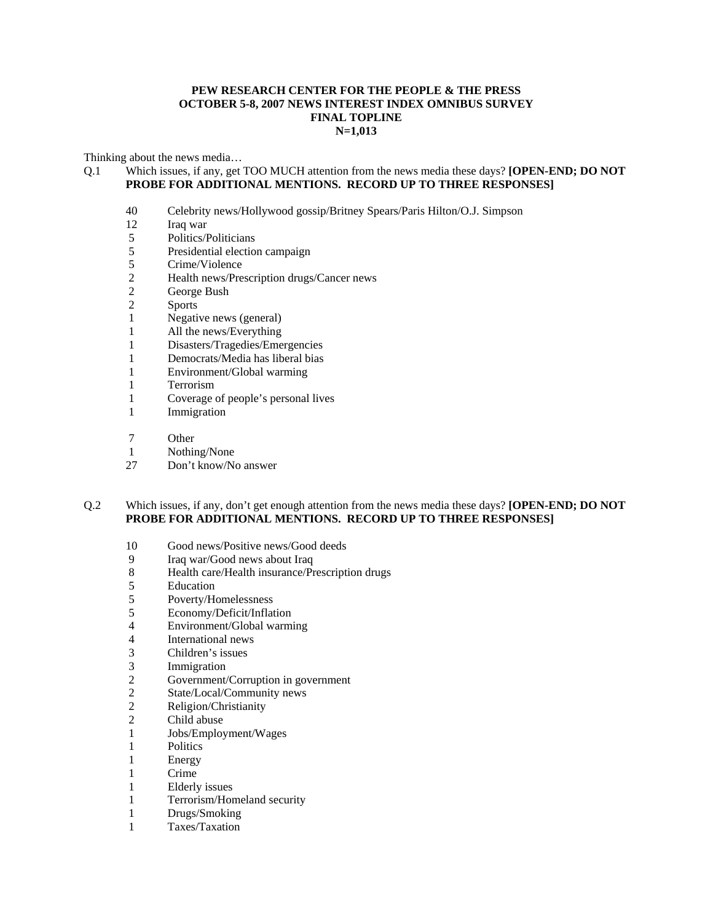**PEW RESEARCH CENTER FOR THE PEOPLE & THE PRESS**
**OCTOBER 5-8, 2007 NEWS INTEREST INDEX OMNIBUS SURVEY**
**FINAL TOPLINE**
**N=1,013**

Thinking about the news media…

Q.1 Which issues, if any, get TOO MUCH attention from the news media these days? **[OPEN-END; DO NOT PROBE FOR ADDITIONAL MENTIONS. RECORD UP TO THREE RESPONSES]**

| | |
|---|---|
| 40 | Celebrity news/Hollywood gossip/Britney Spears/Paris Hilton/O.J. Simpson |
| 12 | Iraq war |
| 5 | Politics/Politicians |
| 5 | Presidential election campaign |
| 5 | Crime/Violence |
| 2 | Health news/Prescription drugs/Cancer news |
| 2 | George Bush |
| 2 | Sports |
| 1 | Negative news (general) |
| 1 | All the news/Everything |
| 1 | Disasters/Tragedies/Emergencies |
| 1 | Democrats/Media has liberal bias |
| 1 | Environment/Global warming |
| 1 | Terrorism |
| 1 | Coverage of people's personal lives |
| 1 | Immigration |
| | |
| 7 | Other |
| 1 | Nothing/None |
| 27 | Don't know/No answer |

Q.2 Which issues, if any, don't get enough attention from the news media these days? **[OPEN-END; DO NOT PROBE FOR ADDITIONAL MENTIONS. RECORD UP TO THREE RESPONSES]**

| | |
|---|---|
| 10 | Good news/Positive news/Good deeds |
| 9 | Iraq war/Good news about Iraq |
| 8 | Health care/Health insurance/Prescription drugs |
| 5 | Education |
| 5 | Poverty/Homelessness |
| 5 | Economy/Deficit/Inflation |
| 4 | Environment/Global warming |
| 4 | International news |
| 3 | Children's issues |
| 3 | Immigration |
| 2 | Government/Corruption in government |
| 2 | State/Local/Community news |
| 2 | Religion/Christianity |
| 2 | Child abuse |
| 1 | Jobs/Employment/Wages |
| 1 | Politics |
| 1 | Energy |
| 1 | Crime |
| 1 | Elderly issues |
| 1 | Terrorism/Homeland security |
| 1 | Drugs/Smoking |
| 1 | Taxes/Taxation |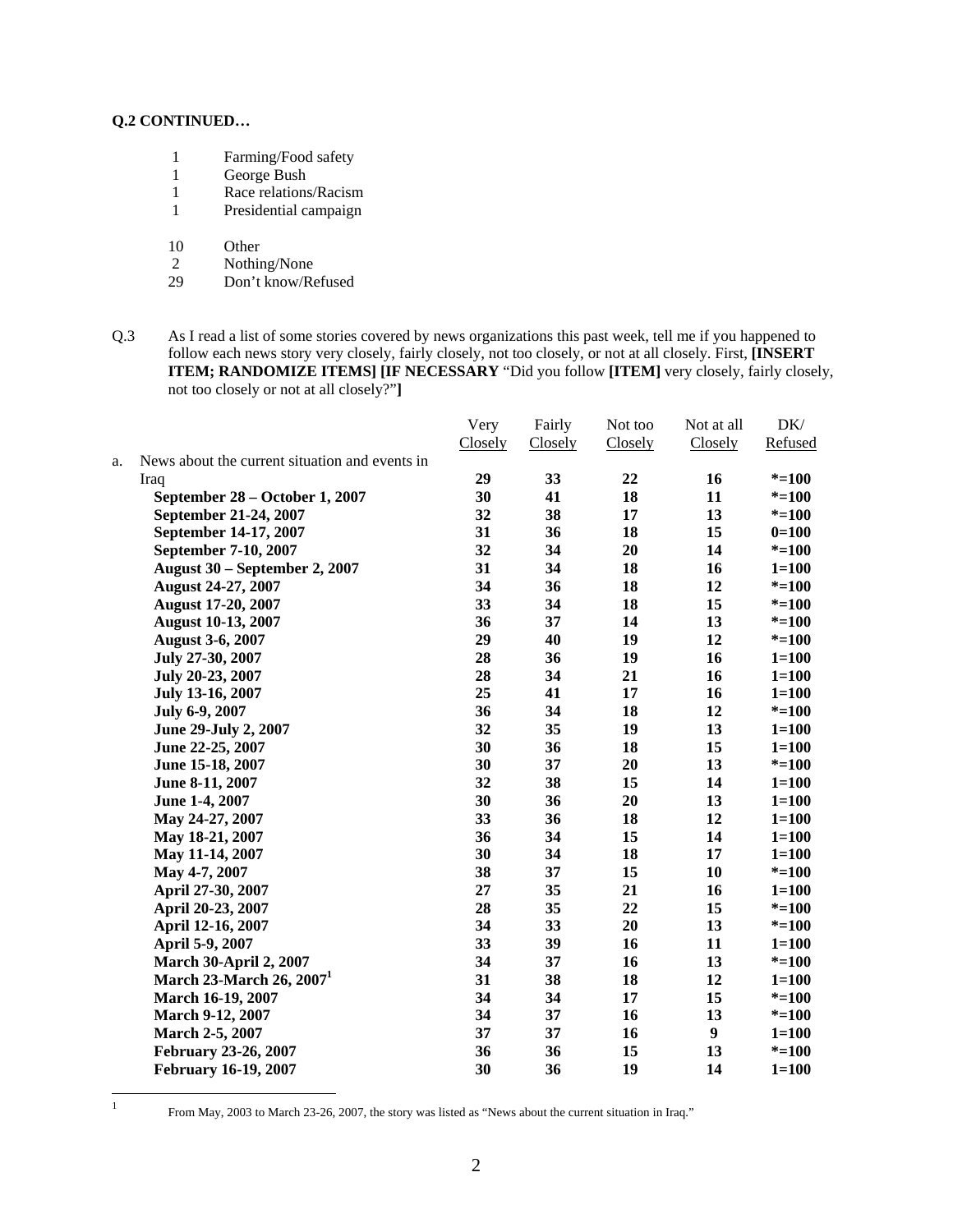**Q.2 CONTINUED…**

| | |
|---|---|
| 1 | Farming/Food safety |
| 1 | George Bush |
| 1 | Race relations/Racism |
| 1 | Presidential campaign |
| | |
| 10 | Other |
| 2 | Nothing/None |
| 29 | Don't know/Refused |

Q.3 As I read a list of some stories covered by news organizations this past week, tell me if you happened to follow each news story very closely, fairly closely, not too closely, or not at all closely. First, **[INSERT ITEM; RANDOMIZE ITEMS] [IF NECESSARY** "Did you follow **[ITEM]** very closely, fairly closely, not too closely or not at all closely?"**]**

| | Very Closely | Fairly Closely | Not too Closely | Not at all Closely | DK/ Refused |
|---|---|---|---|---|---|
| a. News about the current situation and events in Iraq | 29 | 33 | 22 | 16 | *=100 |
| **September 28 – October 1, 2007** | **30** | **41** | **18** | **11** | ***=100** |
| **September 21-24, 2007** | **32** | **38** | **17** | **13** | ***=100** |
| **September 14-17, 2007** | **31** | **36** | **18** | **15** | **0=100** |
| **September 7-10, 2007** | **32** | **34** | **20** | **14** | ***=100** |
| **August 30 – September 2, 2007** | **31** | **34** | **18** | **16** | **1=100** |
| **August 24-27, 2007** | **34** | **36** | **18** | **12** | ***=100** |
| **August 17-20, 2007** | **33** | **34** | **18** | **15** | ***=100** |
| **August 10-13, 2007** | **36** | **37** | **14** | **13** | ***=100** |
| **August 3-6, 2007** | **29** | **40** | **19** | **12** | ***=100** |
| **July 27-30, 2007** | **28** | **36** | **19** | **16** | **1=100** |
| **July 20-23, 2007** | **28** | **34** | **21** | **16** | **1=100** |
| **July 13-16, 2007** | **25** | **41** | **17** | **16** | **1=100** |
| **July 6-9, 2007** | **36** | **34** | **18** | **12** | ***=100** |
| **June 29-July 2, 2007** | **32** | **35** | **19** | **13** | **1=100** |
| **June 22-25, 2007** | **30** | **36** | **18** | **15** | **1=100** |
| **June 15-18, 2007** | **30** | **37** | **20** | **13** | ***=100** |
| **June 8-11, 2007** | **32** | **38** | **15** | **14** | **1=100** |
| **June 1-4, 2007** | **30** | **36** | **20** | **13** | **1=100** |
| **May 24-27, 2007** | **33** | **36** | **18** | **12** | **1=100** |
| **May 18-21, 2007** | **36** | **34** | **15** | **14** | **1=100** |
| **May 11-14, 2007** | **30** | **34** | **18** | **17** | **1=100** |
| **May 4-7, 2007** | **38** | **37** | **15** | **10** | ***=100** |
| **April 27-30, 2007** | **27** | **35** | **21** | **16** | **1=100** |
| **April 20-23, 2007** | **28** | **35** | **22** | **15** | ***=100** |
| **April 12-16, 2007** | **34** | **33** | **20** | **13** | ***=100** |
| **April 5-9, 2007** | **33** | **39** | **16** | **11** | **1=100** |
| **March 30-April 2, 2007** | **34** | **37** | **16** | **13** | ***=100** |
| **March 23-March 26, 2007[1]** | **31** | **38** | **18** | **12** | **1=100** |
| **March 16-19, 2007** | **34** | **34** | **17** | **15** | ***=100** |
| **March 9-12, 2007** | **34** | **37** | **16** | **13** | ***=100** |
| **March 2-5, 2007** | **37** | **37** | **16** | **9** | **1=100** |
| **February 23-26, 2007** | **36** | **36** | **15** | **13** | ***=100** |
| **February 16-19, 2007** | **30** | **36** | **19** | **14** | **1=100** |

[1] From May, 2003 to March 23-26, 2007, the story was listed as "News about the current situation in Iraq."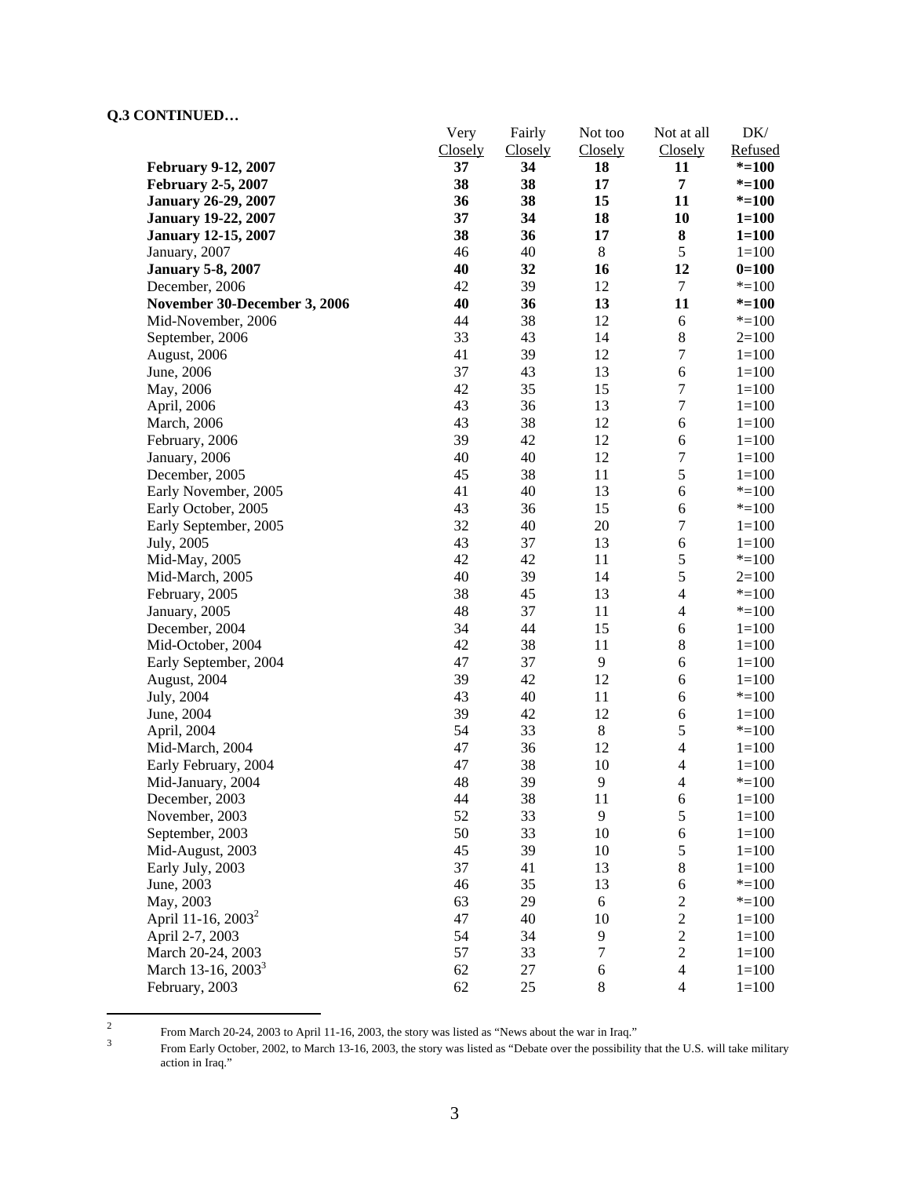**Q.3 CONTINUED…**

| | Very Closely | Fairly Closely | Not too Closely | Not at all Closely | DK/ Refused |
|---|---|---|---|---|---|
| **February 9-12, 2007** | **37** | **34** | **18** | **11** | ***=100** |
| **February 2-5, 2007** | **38** | **38** | **17** | **7** | ***=100** |
| **January 26-29, 2007** | **36** | **38** | **15** | **11** | ***=100** |
| **January 19-22, 2007** | **37** | **34** | **18** | **10** | **1=100** |
| **January 12-15, 2007** | **38** | **36** | **17** | **8** | **1=100** |
| January, 2007 | 46 | 40 | 8 | 5 | 1=100 |
| **January 5-8, 2007** | **40** | **32** | **16** | **12** | **0=100** |
| December, 2006 | 42 | 39 | 12 | 7 | *=100 |
| **November 30-December 3, 2006** | **40** | **36** | **13** | **11** | ***=100** |
| Mid-November, 2006 | 44 | 38 | 12 | 6 | *=100 |
| September, 2006 | 33 | 43 | 14 | 8 | 2=100 |
| August, 2006 | 41 | 39 | 12 | 7 | 1=100 |
| June, 2006 | 37 | 43 | 13 | 6 | 1=100 |
| May, 2006 | 42 | 35 | 15 | 7 | 1=100 |
| April, 2006 | 43 | 36 | 13 | 7 | 1=100 |
| March, 2006 | 43 | 38 | 12 | 6 | 1=100 |
| February, 2006 | 39 | 42 | 12 | 6 | 1=100 |
| January, 2006 | 40 | 40 | 12 | 7 | 1=100 |
| December, 2005 | 45 | 38 | 11 | 5 | 1=100 |
| Early November, 2005 | 41 | 40 | 13 | 6 | *=100 |
| Early October, 2005 | 43 | 36 | 15 | 6 | *=100 |
| Early September, 2005 | 32 | 40 | 20 | 7 | 1=100 |
| July, 2005 | 43 | 37 | 13 | 6 | 1=100 |
| Mid-May, 2005 | 42 | 42 | 11 | 5 | *=100 |
| Mid-March, 2005 | 40 | 39 | 14 | 5 | 2=100 |
| February, 2005 | 38 | 45 | 13 | 4 | *=100 |
| January, 2005 | 48 | 37 | 11 | 4 | *=100 |
| December, 2004 | 34 | 44 | 15 | 6 | 1=100 |
| Mid-October, 2004 | 42 | 38 | 11 | 8 | 1=100 |
| Early September, 2004 | 47 | 37 | 9 | 6 | 1=100 |
| August, 2004 | 39 | 42 | 12 | 6 | 1=100 |
| July, 2004 | 43 | 40 | 11 | 6 | *=100 |
| June, 2004 | 39 | 42 | 12 | 6 | 1=100 |
| April, 2004 | 54 | 33 | 8 | 5 | *=100 |
| Mid-March, 2004 | 47 | 36 | 12 | 4 | 1=100 |
| Early February, 2004 | 47 | 38 | 10 | 4 | 1=100 |
| Mid-January, 2004 | 48 | 39 | 9 | 4 | *=100 |
| December, 2003 | 44 | 38 | 11 | 6 | 1=100 |
| November, 2003 | 52 | 33 | 9 | 5 | 1=100 |
| September, 2003 | 50 | 33 | 10 | 6 | 1=100 |
| Mid-August, 2003 | 45 | 39 | 10 | 5 | 1=100 |
| Early July, 2003 | 37 | 41 | 13 | 8 | 1=100 |
| June, 2003 | 46 | 35 | 13 | 6 | *=100 |
| May, 2003 | 63 | 29 | 6 | 2 | *=100 |
| April 11-16, 2003[2] | 47 | 40 | 10 | 2 | 1=100 |
| April 2-7, 2003 | 54 | 34 | 9 | 2 | 1=100 |
| March 20-24, 2003 | 57 | 33 | 7 | 2 | 1=100 |
| March 13-16, 2003[3] | 62 | 27 | 6 | 4 | 1=100 |
| February, 2003 | 62 | 25 | 8 | 4 | 1=100 |

[2] From March 20-24, 2003 to April 11-16, 2003, the story was listed as "News about the war in Iraq."

[3] From Early October, 2002, to March 13-16, 2003, the story was listed as "Debate over the possibility that the U.S. will take military action in Iraq."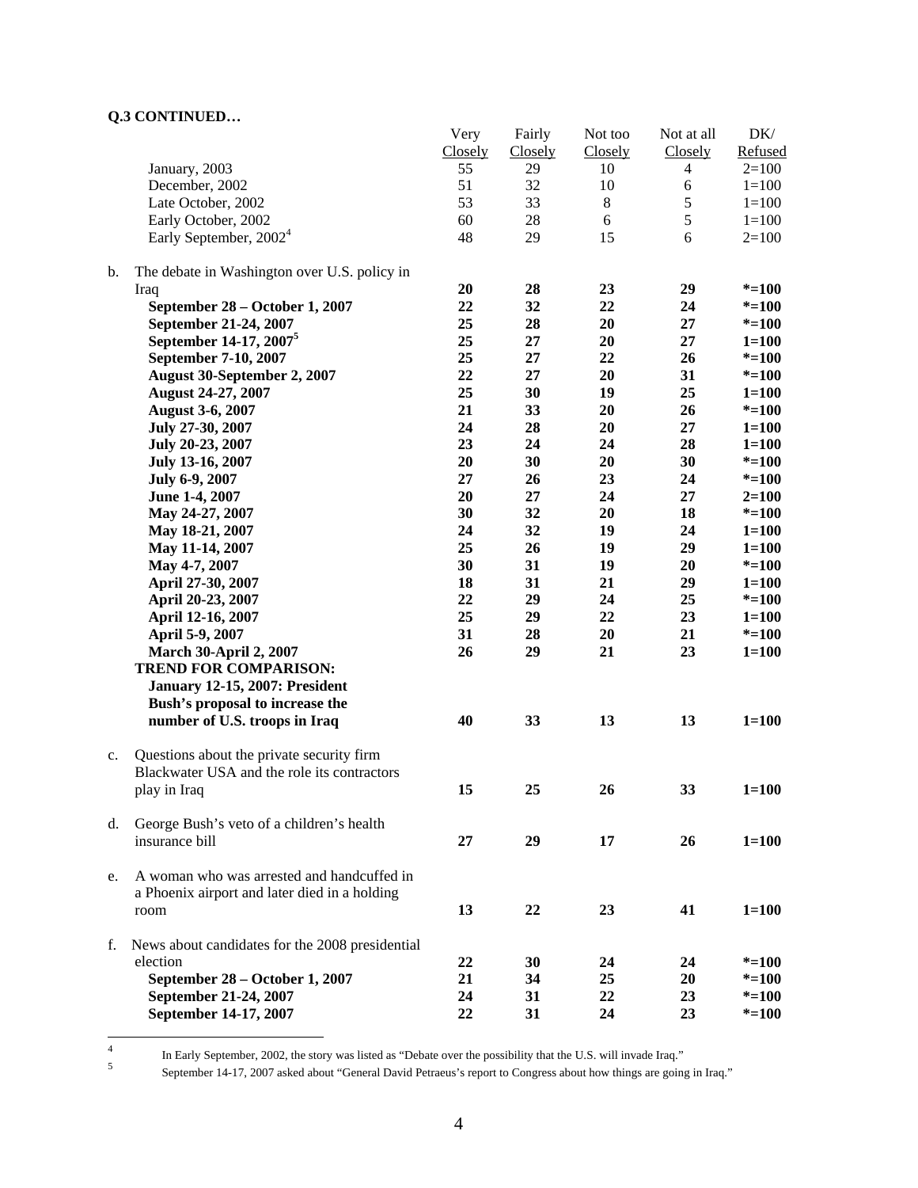**Q.3 CONTINUED…**

| | Very Closely | Fairly Closely | Not too Closely | Not at all Closely | DK/ Refused |
|---|---|---|---|---|---|
| January, 2003 | 55 | 29 | 10 | 4 | 2=100 |
| December, 2002 | 51 | 32 | 10 | 6 | 1=100 |
| Late October, 2002 | 53 | 33 | 8 | 5 | 1=100 |
| Early October, 2002 | 60 | 28 | 6 | 5 | 1=100 |
| Early September, 2002[4] | 48 | 29 | 15 | 6 | 2=100 |
| b. The debate in Washington over U.S. policy in Iraq | **20** | **28** | **23** | **29** | ***=100** |
| **September 28 – October 1, 2007** | **22** | **32** | **22** | **24** | ***=100** |
| **September 21-24, 2007** | **25** | **28** | **20** | **27** | ***=100** |
| **September 14-17, 2007[5]** | **25** | **27** | **20** | **27** | **1=100** |
| **September 7-10, 2007** | **25** | **27** | **22** | **26** | ***=100** |
| **August 30-September 2, 2007** | **22** | **27** | **20** | **31** | ***=100** |
| **August 24-27, 2007** | **25** | **30** | **19** | **25** | **1=100** |
| **August 3-6, 2007** | **21** | **33** | **20** | **26** | ***=100** |
| **July 27-30, 2007** | **24** | **28** | **20** | **27** | **1=100** |
| **July 20-23, 2007** | **23** | **24** | **24** | **28** | **1=100** |
| **July 13-16, 2007** | **20** | **30** | **20** | **30** | ***=100** |
| **July 6-9, 2007** | **27** | **26** | **23** | **24** | ***=100** |
| **June 1-4, 2007** | **20** | **27** | **24** | **27** | **2=100** |
| **May 24-27, 2007** | **30** | **32** | **20** | **18** | ***=100** |
| **May 18-21, 2007** | **24** | **32** | **19** | **24** | **1=100** |
| **May 11-14, 2007** | **25** | **26** | **19** | **29** | **1=100** |
| **May 4-7, 2007** | **30** | **31** | **19** | **20** | ***=100** |
| **April 27-30, 2007** | **18** | **31** | **21** | **29** | **1=100** |
| **April 20-23, 2007** | **22** | **29** | **24** | **25** | ***=100** |
| **April 12-16, 2007** | **25** | **29** | **22** | **23** | **1=100** |
| **April 5-9, 2007** | **31** | **28** | **20** | **21** | ***=100** |
| **March 30-April 2, 2007** | **26** | **29** | **21** | **23** | **1=100** |
| **TREND FOR COMPARISON:** | | | | | |
| **January 12-15, 2007: President Bush's proposal to increase the number of U.S. troops in Iraq** | **40** | **33** | **13** | **13** | **1=100** |
| c. Questions about the private security firm Blackwater USA and the role its contractors play in Iraq | **15** | **25** | **26** | **33** | **1=100** |
| d. George Bush's veto of a children's health insurance bill | **27** | **29** | **17** | **26** | **1=100** |
| e. A woman who was arrested and handcuffed in a Phoenix airport and later died in a holding room | **13** | **22** | **23** | **41** | **1=100** |
| f. News about candidates for the 2008 presidential election | **22** | **30** | **24** | **24** | ***=100** |
| **September 28 – October 1, 2007** | **21** | **34** | **25** | **20** | ***=100** |
| **September 21-24, 2007** | **24** | **31** | **22** | **23** | ***=100** |
| **September 14-17, 2007** | **22** | **31** | **24** | **23** | ***=100** |

[4] In Early September, 2002, the story was listed as "Debate over the possibility that the U.S. will invade Iraq."

[5] September 14-17, 2007 asked about "General David Petraeus's report to Congress about how things are going in Iraq."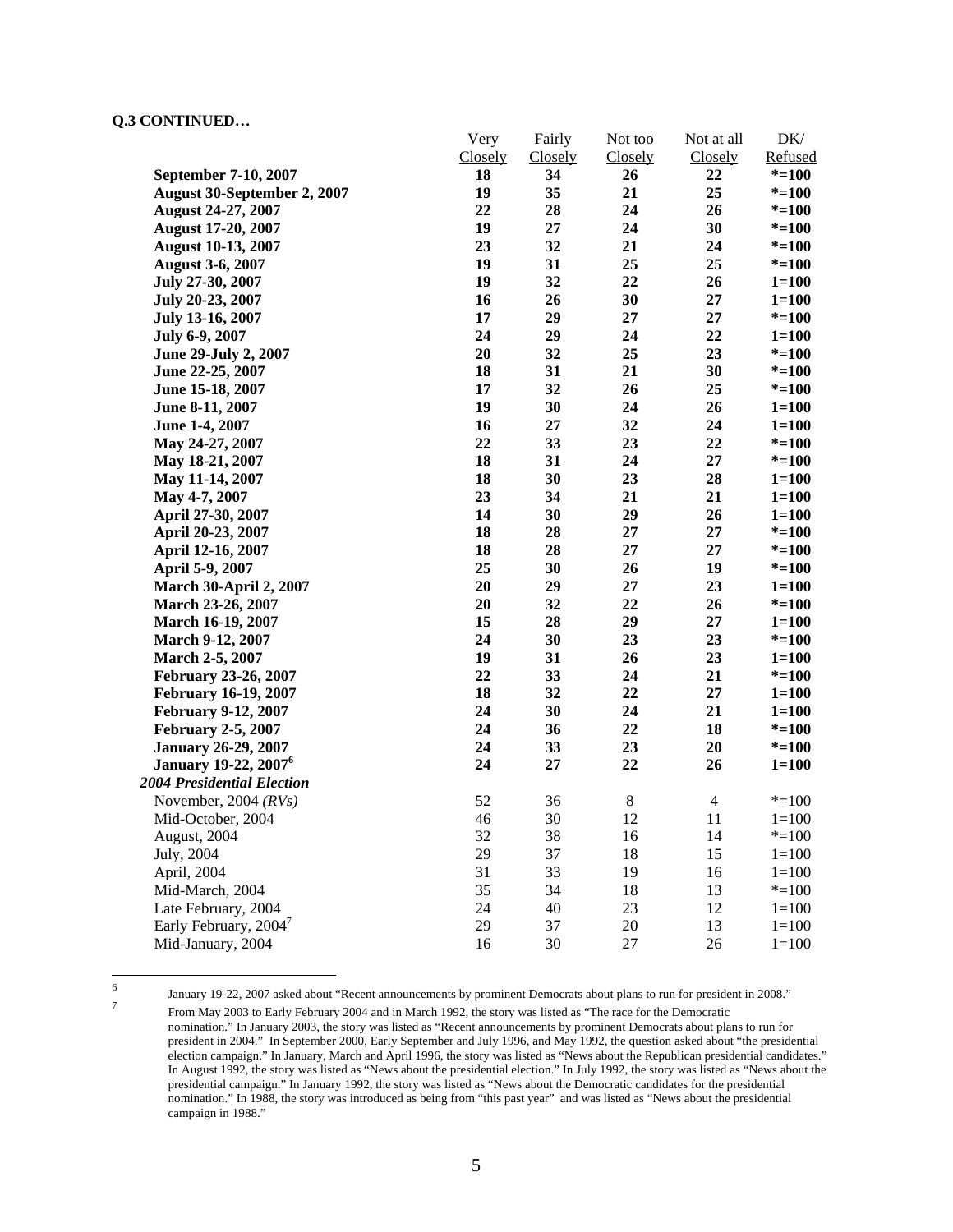**Q.3 CONTINUED…**

| | Very Closely | Fairly Closely | Not too Closely | Not at all Closely | DK/ Refused |
|---|---|---|---|---|---|
| **September 7-10, 2007** | **18** | **34** | **26** | **22** | ***=100** |
| **August 30-September 2, 2007** | **19** | **35** | **21** | **25** | ***=100** |
| **August 24-27, 2007** | **22** | **28** | **24** | **26** | ***=100** |
| **August 17-20, 2007** | **19** | **27** | **24** | **30** | ***=100** |
| **August 10-13, 2007** | **23** | **32** | **21** | **24** | ***=100** |
| **August 3-6, 2007** | **19** | **31** | **25** | **25** | ***=100** |
| **July 27-30, 2007** | **19** | **32** | **22** | **26** | **1=100** |
| **July 20-23, 2007** | **16** | **26** | **30** | **27** | **1=100** |
| **July 13-16, 2007** | **17** | **29** | **27** | **27** | ***=100** |
| **July 6-9, 2007** | **24** | **29** | **24** | **22** | **1=100** |
| **June 29-July 2, 2007** | **20** | **32** | **25** | **23** | ***=100** |
| **June 22-25, 2007** | **18** | **31** | **21** | **30** | ***=100** |
| **June 15-18, 2007** | **17** | **32** | **26** | **25** | ***=100** |
| **June 8-11, 2007** | **19** | **30** | **24** | **26** | **1=100** |
| **June 1-4, 2007** | **16** | **27** | **32** | **24** | **1=100** |
| **May 24-27, 2007** | **22** | **33** | **23** | **22** | ***=100** |
| **May 18-21, 2007** | **18** | **31** | **24** | **27** | ***=100** |
| **May 11-14, 2007** | **18** | **30** | **23** | **28** | **1=100** |
| **May 4-7, 2007** | **23** | **34** | **21** | **21** | **1=100** |
| **April 27-30, 2007** | **14** | **30** | **29** | **26** | **1=100** |
| **April 20-23, 2007** | **18** | **28** | **27** | **27** | ***=100** |
| **April 12-16, 2007** | **18** | **28** | **27** | **27** | ***=100** |
| **April 5-9, 2007** | **25** | **30** | **26** | **19** | ***=100** |
| **March 30-April 2, 2007** | **20** | **29** | **27** | **23** | **1=100** |
| **March 23-26, 2007** | **20** | **32** | **22** | **26** | ***=100** |
| **March 16-19, 2007** | **15** | **28** | **29** | **27** | **1=100** |
| **March 9-12, 2007** | **24** | **30** | **23** | **23** | ***=100** |
| **March 2-5, 2007** | **19** | **31** | **26** | **23** | **1=100** |
| **February 23-26, 2007** | **22** | **33** | **24** | **21** | ***=100** |
| **February 16-19, 2007** | **18** | **32** | **22** | **27** | **1=100** |
| **February 9-12, 2007** | **24** | **30** | **24** | **21** | **1=100** |
| **February 2-5, 2007** | **24** | **36** | **22** | **18** | ***=100** |
| **January 26-29, 2007** | **24** | **33** | **23** | **20** | ***=100** |
| **January 19-22, 2007[6]** | **24** | **27** | **22** | **26** | **1=100** |
| ***2004 Presidential Election*** | | | | | |
| November, 2004 *(RVs)* | 52 | 36 | 8 | 4 | *=100 |
| Mid-October, 2004 | 46 | 30 | 12 | 11 | 1=100 |
| August, 2004 | 32 | 38 | 16 | 14 | *=100 |
| July, 2004 | 29 | 37 | 18 | 15 | 1=100 |
| April, 2004 | 31 | 33 | 19 | 16 | 1=100 |
| Mid-March, 2004 | 35 | 34 | 18 | 13 | *=100 |
| Late February, 2004 | 24 | 40 | 23 | 12 | 1=100 |
| Early February, 2004[7] | 29 | 37 | 20 | 13 | 1=100 |
| Mid-January, 2004 | 16 | 30 | 27 | 26 | 1=100 |

[6] January 19-22, 2007 asked about "Recent announcements by prominent Democrats about plans to run for president in 2008."

[7] From May 2003 to Early February 2004 and in March 1992, the story was listed as "The race for the Democratic nomination." In January 2003, the story was listed as "Recent announcements by prominent Democrats about plans to run for president in 2004." In September 2000, Early September and July 1996, and May 1992, the question asked about "the presidential election campaign." In January, March and April 1996, the story was listed as "News about the Republican presidential candidates." In August 1992, the story was listed as "News about the presidential election." In July 1992, the story was listed as "News about the presidential campaign." In January 1992, the story was listed as "News about the Democratic candidates for the presidential nomination." In 1988, the story was introduced as being from "this past year" and was listed as "News about the presidential campaign in 1988."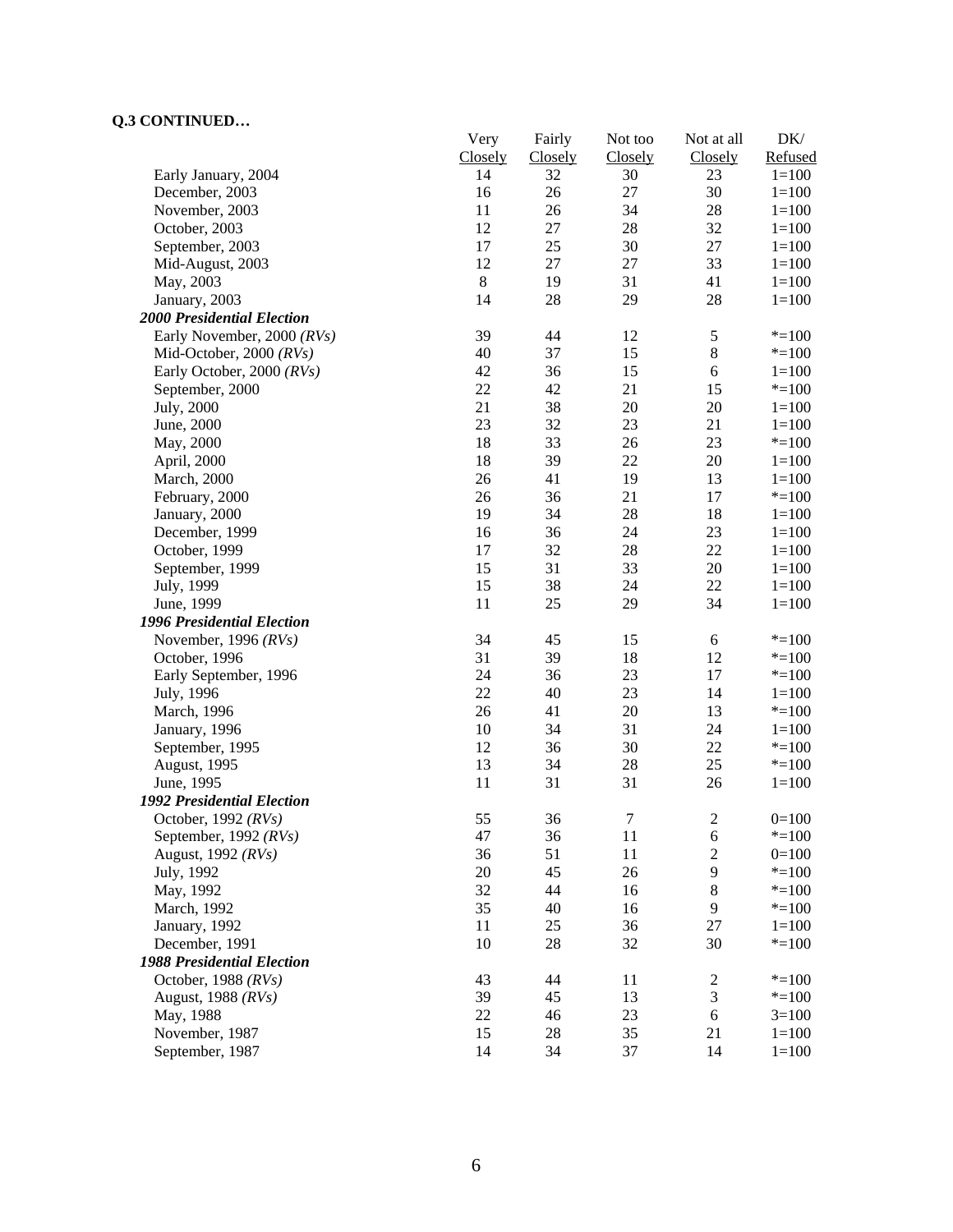**Q.3 CONTINUED…**

| | Very Closely | Fairly Closely | Not too Closely | Not at all Closely | DK/ Refused |
|---|---|---|---|---|---|
| Early January, 2004 | 14 | 32 | 30 | 23 | 1=100 |
| December, 2003 | 16 | 26 | 27 | 30 | 1=100 |
| November, 2003 | 11 | 26 | 34 | 28 | 1=100 |
| October, 2003 | 12 | 27 | 28 | 32 | 1=100 |
| September, 2003 | 17 | 25 | 30 | 27 | 1=100 |
| Mid-August, 2003 | 12 | 27 | 27 | 33 | 1=100 |
| May, 2003 | 8 | 19 | 31 | 41 | 1=100 |
| January, 2003 | 14 | 28 | 29 | 28 | 1=100 |
| ***2000 Presidential Election*** | | | | | |
| Early November, 2000 *(RVs)* | 39 | 44 | 12 | 5 | *=100 |
| Mid-October, 2000 *(RVs)* | 40 | 37 | 15 | 8 | *=100 |
| Early October, 2000 *(RVs)* | 42 | 36 | 15 | 6 | 1=100 |
| September, 2000 | 22 | 42 | 21 | 15 | *=100 |
| July, 2000 | 21 | 38 | 20 | 20 | 1=100 |
| June, 2000 | 23 | 32 | 23 | 21 | 1=100 |
| May, 2000 | 18 | 33 | 26 | 23 | *=100 |
| April, 2000 | 18 | 39 | 22 | 20 | 1=100 |
| March, 2000 | 26 | 41 | 19 | 13 | 1=100 |
| February, 2000 | 26 | 36 | 21 | 17 | *=100 |
| January, 2000 | 19 | 34 | 28 | 18 | 1=100 |
| December, 1999 | 16 | 36 | 24 | 23 | 1=100 |
| October, 1999 | 17 | 32 | 28 | 22 | 1=100 |
| September, 1999 | 15 | 31 | 33 | 20 | 1=100 |
| July, 1999 | 15 | 38 | 24 | 22 | 1=100 |
| June, 1999 | 11 | 25 | 29 | 34 | 1=100 |
| ***1996 Presidential Election*** | | | | | |
| November, 1996 *(RVs)* | 34 | 45 | 15 | 6 | *=100 |
| October, 1996 | 31 | 39 | 18 | 12 | *=100 |
| Early September, 1996 | 24 | 36 | 23 | 17 | *=100 |
| July, 1996 | 22 | 40 | 23 | 14 | 1=100 |
| March, 1996 | 26 | 41 | 20 | 13 | *=100 |
| January, 1996 | 10 | 34 | 31 | 24 | 1=100 |
| September, 1995 | 12 | 36 | 30 | 22 | *=100 |
| August, 1995 | 13 | 34 | 28 | 25 | *=100 |
| June, 1995 | 11 | 31 | 31 | 26 | 1=100 |
| ***1992 Presidential Election*** | | | | | |
| October, 1992 *(RVs)* | 55 | 36 | 7 | 2 | 0=100 |
| September, 1992 *(RVs)* | 47 | 36 | 11 | 6 | *=100 |
| August, 1992 *(RVs)* | 36 | 51 | 11 | 2 | 0=100 |
| July, 1992 | 20 | 45 | 26 | 9 | *=100 |
| May, 1992 | 32 | 44 | 16 | 8 | *=100 |
| March, 1992 | 35 | 40 | 16 | 9 | *=100 |
| January, 1992 | 11 | 25 | 36 | 27 | 1=100 |
| December, 1991 | 10 | 28 | 32 | 30 | *=100 |
| ***1988 Presidential Election*** | | | | | |
| October, 1988 *(RVs)* | 43 | 44 | 11 | 2 | *=100 |
| August, 1988 *(RVs)* | 39 | 45 | 13 | 3 | *=100 |
| May, 1988 | 22 | 46 | 23 | 6 | 3=100 |
| November, 1987 | 15 | 28 | 35 | 21 | 1=100 |
| September, 1987 | 14 | 34 | 37 | 14 | 1=100 |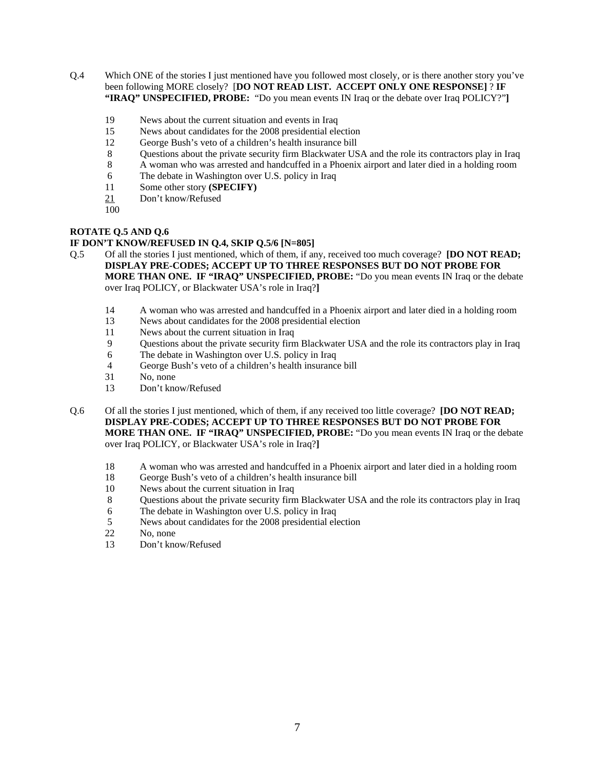Q.4 Which ONE of the stories I just mentioned have you followed most closely, or is there another story you've been following MORE closely? [**DO NOT READ LIST. ACCEPT ONLY ONE RESPONSE]** ? **IF "IRAQ" UNSPECIFIED, PROBE:** "Do you mean events IN Iraq or the debate over Iraq POLICY?"**]**

| | |
|---|---|
| 19 | News about the current situation and events in Iraq |
| 15 | News about candidates for the 2008 presidential election |
| 12 | George Bush's veto of a children's health insurance bill |
| 8 | Questions about the private security firm Blackwater USA and the role its contractors play in Iraq |
| 8 | A woman who was arrested and handcuffed in a Phoenix airport and later died in a holding room |
| 6 | The debate in Washington over U.S. policy in Iraq |
| 11 | Some other story **(SPECIFY)** |
| 21 | Don't know/Refused |
| 100 | |

**ROTATE Q.5 AND Q.6**

**IF DON'T KNOW/REFUSED IN Q.4, SKIP Q.5/6 [N=805]**

Q.5 Of all the stories I just mentioned, which of them, if any, received too much coverage? **[DO NOT READ; DISPLAY PRE-CODES; ACCEPT UP TO THREE RESPONSES BUT DO NOT PROBE FOR MORE THAN ONE. IF "IRAQ" UNSPECIFIED, PROBE:** "Do you mean events IN Iraq or the debate over Iraq POLICY, or Blackwater USA's role in Iraq?**]**

| | |
|---|---|
| 14 | A woman who was arrested and handcuffed in a Phoenix airport and later died in a holding room |
| 13 | News about candidates for the 2008 presidential election |
| 11 | News about the current situation in Iraq |
| 9 | Questions about the private security firm Blackwater USA and the role its contractors play in Iraq |
| 6 | The debate in Washington over U.S. policy in Iraq |
| 4 | George Bush's veto of a children's health insurance bill |
| 31 | No, none |
| 13 | Don't know/Refused |

Q.6 Of all the stories I just mentioned, which of them, if any received too little coverage? **[DO NOT READ; DISPLAY PRE-CODES; ACCEPT UP TO THREE RESPONSES BUT DO NOT PROBE FOR MORE THAN ONE. IF "IRAQ" UNSPECIFIED, PROBE:** "Do you mean events IN Iraq or the debate over Iraq POLICY, or Blackwater USA's role in Iraq?**]**

| | |
|---|---|
| 18 | A woman who was arrested and handcuffed in a Phoenix airport and later died in a holding room |
| 18 | George Bush's veto of a children's health insurance bill |
| 10 | News about the current situation in Iraq |
| 8 | Questions about the private security firm Blackwater USA and the role its contractors play in Iraq |
| 6 | The debate in Washington over U.S. policy in Iraq |
| 5 | News about candidates for the 2008 presidential election |
| 22 | No, none |
| 13 | Don't know/Refused |